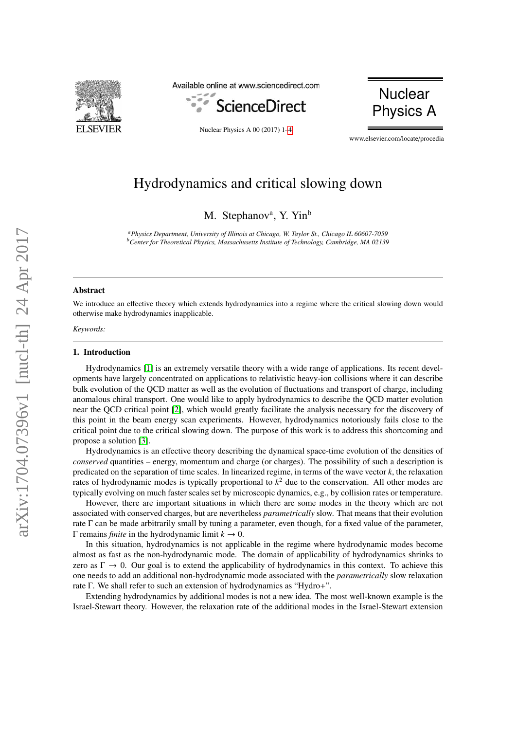# Hydrodynamics and critical slowing down

M. Stephanov[a], Y. Yin[b]

[a] *Physics Department, University of Illinois at Chicago, W. Taylor St., Chicago IL 60607-7059*
[b] *Center for Theoretical Physics, Massachusetts Institute of Technology, Cambridge, MA 02139*

---

## Abstract

We introduce an effective theory which extends hydrodynamics into a regime where the critical slowing down would otherwise make hydrodynamics inapplicable.

*Keywords:*

---

## 1. Introduction

Hydrodynamics [1] is an extremely versatile theory with a wide range of applications. Its recent developments have largely concentrated on applications to relativistic heavy-ion collisions where it can describe bulk evolution of the QCD matter as well as the evolution of fluctuations and transport of charge, including anomalous chiral transport. One would like to apply hydrodynamics to describe the QCD matter evolution near the QCD critical point [2], which would greatly facilitate the analysis necessary for the discovery of this point in the beam energy scan experiments. However, hydrodynamics notoriously fails close to the critical point due to the critical slowing down. The purpose of this work is to address this shortcoming and propose a solution [3].

Hydrodynamics is an effective theory describing the dynamical space-time evolution of the densities of *conserved* quantities – energy, momentum and charge (or charges). The possibility of such a description is predicated on the separation of time scales. In linearized regime, in terms of the wave vector $k$, the relaxation rates of hydrodynamic modes is typically proportional to $k^2$ due to the conservation. All other modes are typically evolving on much faster scales set by microscopic dynamics, e.g., by collision rates or temperature.

However, there are important situations in which there are some modes in the theory which are not associated with conserved charges, but are nevertheless *parametrically* slow. That means that their evolution rate $\Gamma$ can be made arbitrarily small by tuning a parameter, even though, for a fixed value of the parameter, $\Gamma$ remains *finite* in the hydrodynamic limit $k \to 0$.

In this situation, hydrodynamics is not applicable in the regime where hydrodynamic modes become almost as fast as the non-hydrodynamic mode. The domain of applicability of hydrodynamics shrinks to zero as $\Gamma \to 0$. Our goal is to extend the applicability of hydrodynamics in this context. To achieve this one needs to add an additional non-hydrodynamic mode associated with the *parametrically* slow relaxation rate $\Gamma$. We shall refer to such an extension of hydrodynamics as "Hydro+".

Extending hydrodynamics by additional modes is not a new idea. The most well-known example is the Israel-Stewart theory. However, the relaxation rate of the additional modes in the Israel-Stewart extension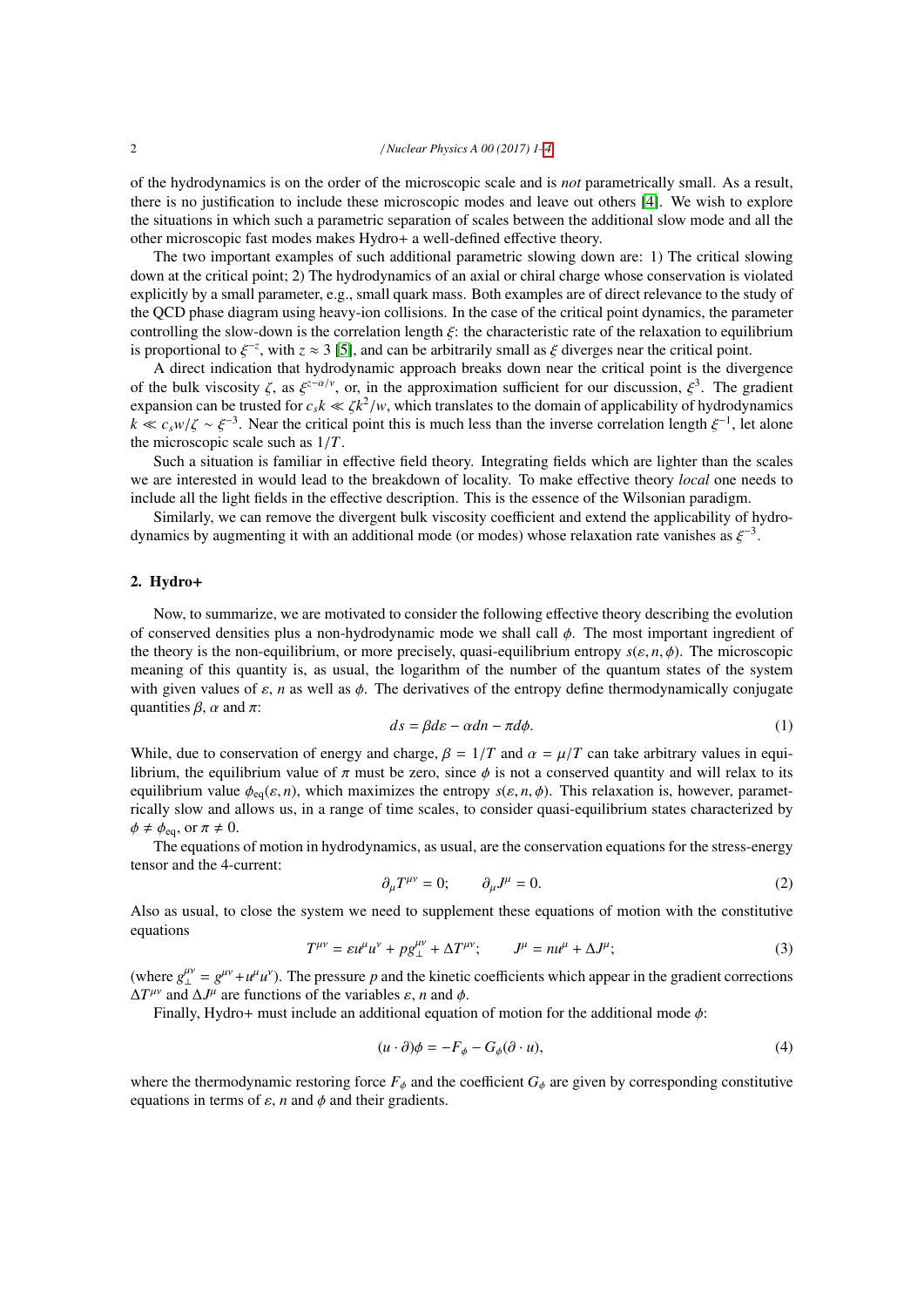of the hydrodynamics is on the order of the microscopic scale and is *not* parametrically small. As a result, there is no justification to include these microscopic modes and leave out others [4]. We wish to explore the situations in which such a parametric separation of scales between the additional slow mode and all the other microscopic fast modes makes Hydro+ a well-defined effective theory.

The two important examples of such additional parametric slowing down are: 1) The critical slowing down at the critical point; 2) The hydrodynamics of an axial or chiral charge whose conservation is violated explicitly by a small parameter, e.g., small quark mass. Both examples are of direct relevance to the study of the QCD phase diagram using heavy-ion collisions. In the case of the critical point dynamics, the parameter controlling the slow-down is the correlation length $\xi$: the characteristic rate of the relaxation to equilibrium is proportional to $\xi^{-z}$, with $z \approx 3$ [5], and can be arbitrarily small as $\xi$ diverges near the critical point.

A direct indication that hydrodynamic approach breaks down near the critical point is the divergence of the bulk viscosity $\zeta$, as $\xi^{z-\alpha/\nu}$, or, in the approximation sufficient for our discussion, $\xi^3$. The gradient expansion can be trusted for $c_s k \ll \zeta k^2/w$, which translates to the domain of applicability of hydrodynamics $k \ll c_s w/\zeta \sim \xi^{-3}$. Near the critical point this is much less than the inverse correlation length $\xi^{-1}$, let alone the microscopic scale such as $1/T$.

Such a situation is familiar in effective field theory. Integrating fields which are lighter than the scales we are interested in would lead to the breakdown of locality. To make effective theory *local* one needs to include all the light fields in the effective description. This is the essence of the Wilsonian paradigm.

Similarly, we can remove the divergent bulk viscosity coefficient and extend the applicability of hydrodynamics by augmenting it with an additional mode (or modes) whose relaxation rate vanishes as $\xi^{-3}$.

## 2. Hydro+

Now, to summarize, we are motivated to consider the following effective theory describing the evolution of conserved densities plus a non-hydrodynamic mode we shall call $\phi$. The most important ingredient of the theory is the non-equilibrium, or more precisely, quasi-equilibrium entropy $s(\varepsilon, n, \phi)$. The microscopic meaning of this quantity is, as usual, the logarithm of the number of the quantum states of the system with given values of $\varepsilon$, $n$ as well as $\phi$. The derivatives of the entropy define thermodynamically conjugate quantities $\beta$, $\alpha$ and $\pi$:

$$ds = \beta d\varepsilon - \alpha dn - \pi d\phi. \tag{1}$$

While, due to conservation of energy and charge, $\beta = 1/T$ and $\alpha = \mu/T$ can take arbitrary values in equilibrium, the equilibrium value of $\pi$ must be zero, since $\phi$ is not a conserved quantity and will relax to its equilibrium value $\phi_{\text{eq}}(\varepsilon, n)$, which maximizes the entropy $s(\varepsilon, n, \phi)$. This relaxation is, however, parametrically slow and allows us, in a range of time scales, to consider quasi-equilibrium states characterized by $\phi \neq \phi_{\text{eq}}$, or $\pi \neq 0$.

The equations of motion in hydrodynamics, as usual, are the conservation equations for the stress-energy tensor and the 4-current:

$$\partial_\mu T^{\mu\nu} = 0; \qquad \partial_\mu J^\mu = 0. \tag{2}$$

Also as usual, to close the system we need to supplement these equations of motion with the constitutive equations

$$T^{\mu\nu} = \varepsilon u^\mu u^\nu + p g_\perp^{\mu\nu} + \Delta T^{\mu\nu}; \qquad J^\mu = n u^\mu + \Delta J^\mu; \tag{3}$$

(where $g_\perp^{\mu\nu} = g^{\mu\nu} + u^\mu u^\nu$). The pressure $p$ and the kinetic coefficients which appear in the gradient corrections $\Delta T^{\mu\nu}$ and $\Delta J^\mu$ are functions of the variables $\varepsilon$, $n$ and $\phi$.

Finally, Hydro+ must include an additional equation of motion for the additional mode $\phi$:

$$(u \cdot \partial)\phi = -F_\phi - G_\phi(\partial \cdot u), \tag{4}$$

where the thermodynamic restoring force $F_\phi$ and the coefficient $G_\phi$ are given by corresponding constitutive equations in terms of $\varepsilon$, $n$ and $\phi$ and their gradients.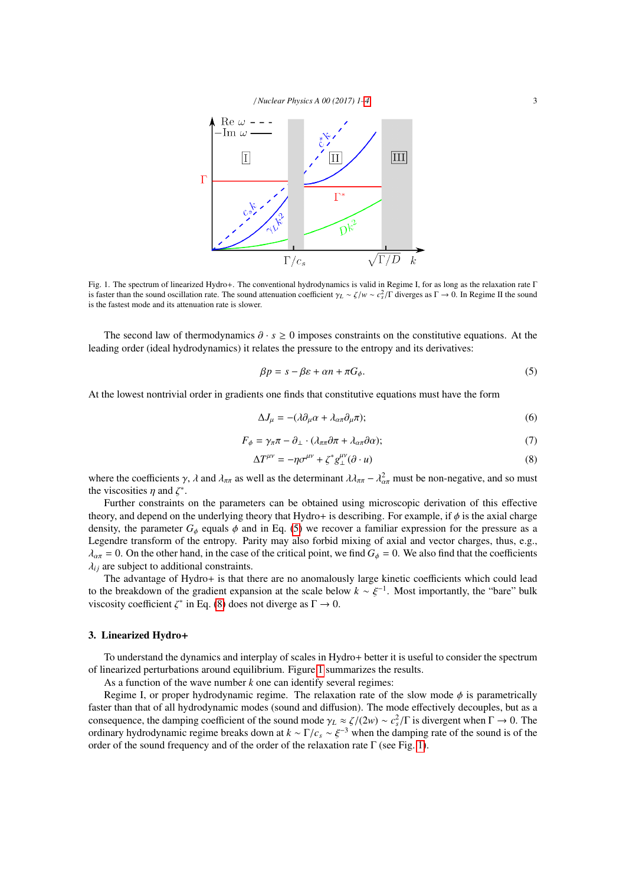Fig. 1. The spectrum of linearized Hydro+. The conventional hydrodynamics is valid in Regime I, for as long as the relaxation rate $\Gamma$ is faster than the sound oscillation rate. The sound attenuation coefficient $\gamma_L \sim \zeta/w \sim c_s^2/\Gamma$ diverges as $\Gamma \to 0$. In Regime II the sound is the fastest mode and its attenuation rate is slower.

The second law of thermodynamics $\partial \cdot s \geq 0$ imposes constraints on the constitutive equations. At the leading order (ideal hydrodynamics) it relates the pressure to the entropy and its derivatives:

$$\beta p = s - \beta\varepsilon + \alpha n + \pi G_\phi. \tag{5}$$

At the lowest nontrivial order in gradients one finds that constitutive equations must have the form

$$\Delta J_\mu = -(\lambda \partial_\mu \alpha + \lambda_{\alpha\pi} \partial_\mu \pi); \tag{6}$$

$$F_\phi = \gamma_\pi \pi - \partial_\perp \cdot (\lambda_{\pi\pi} \partial \pi + \lambda_{\alpha\pi} \partial \alpha); \tag{7}$$

$$\Delta T^{\mu\nu} = -\eta \sigma^{\mu\nu} + \zeta^* g_\perp^{\mu\nu} (\partial \cdot u) \tag{8}$$

where the coefficients $\gamma$, $\lambda$ and $\lambda_{\pi\pi}$ as well as the determinant $\lambda\lambda_{\pi\pi} - \lambda_{\alpha\pi}^2$ must be non-negative, and so must the viscosities $\eta$ and $\zeta^*$.

Further constraints on the parameters can be obtained using microscopic derivation of this effective theory, and depend on the underlying theory that Hydro+ is describing. For example, if $\phi$ is the axial charge density, the parameter $G_\phi$ equals $\phi$ and in Eq. (5) we recover a familiar expression for the pressure as a Legendre transform of the entropy. Parity may also forbid mixing of axial and vector charges, thus, e.g., $\lambda_{\alpha\pi} = 0$. On the other hand, in the case of the critical point, we find $G_\phi = 0$. We also find that the coefficients $\lambda_{ij}$ are subject to additional constraints.

The advantage of Hydro+ is that there are no anomalously large kinetic coefficients which could lead to the breakdown of the gradient expansion at the scale below $k \sim \xi^{-1}$. Most importantly, the "bare" bulk viscosity coefficient $\zeta^*$ in Eq. (8) does not diverge as $\Gamma \to 0$.

### 3. Linearized Hydro+

To understand the dynamics and interplay of scales in Hydro+ better it is useful to consider the spectrum of linearized perturbations around equilibrium. Figure 1 summarizes the results.

As a function of the wave number $k$ one can identify several regimes:

Regime I, or proper hydrodynamic regime. The relaxation rate of the slow mode $\phi$ is parametrically faster than that of all hydrodynamic modes (sound and diffusion). The mode effectively decouples, but as a consequence, the damping coefficient of the sound mode $\gamma_L \approx \zeta/(2w) \sim c_s^2/\Gamma$ is divergent when $\Gamma \to 0$. The ordinary hydrodynamic regime breaks down at $k \sim \Gamma/c_s \sim \xi^{-3}$ when the damping rate of the sound is of the order of the sound frequency and of the order of the relaxation rate $\Gamma$ (see Fig. 1).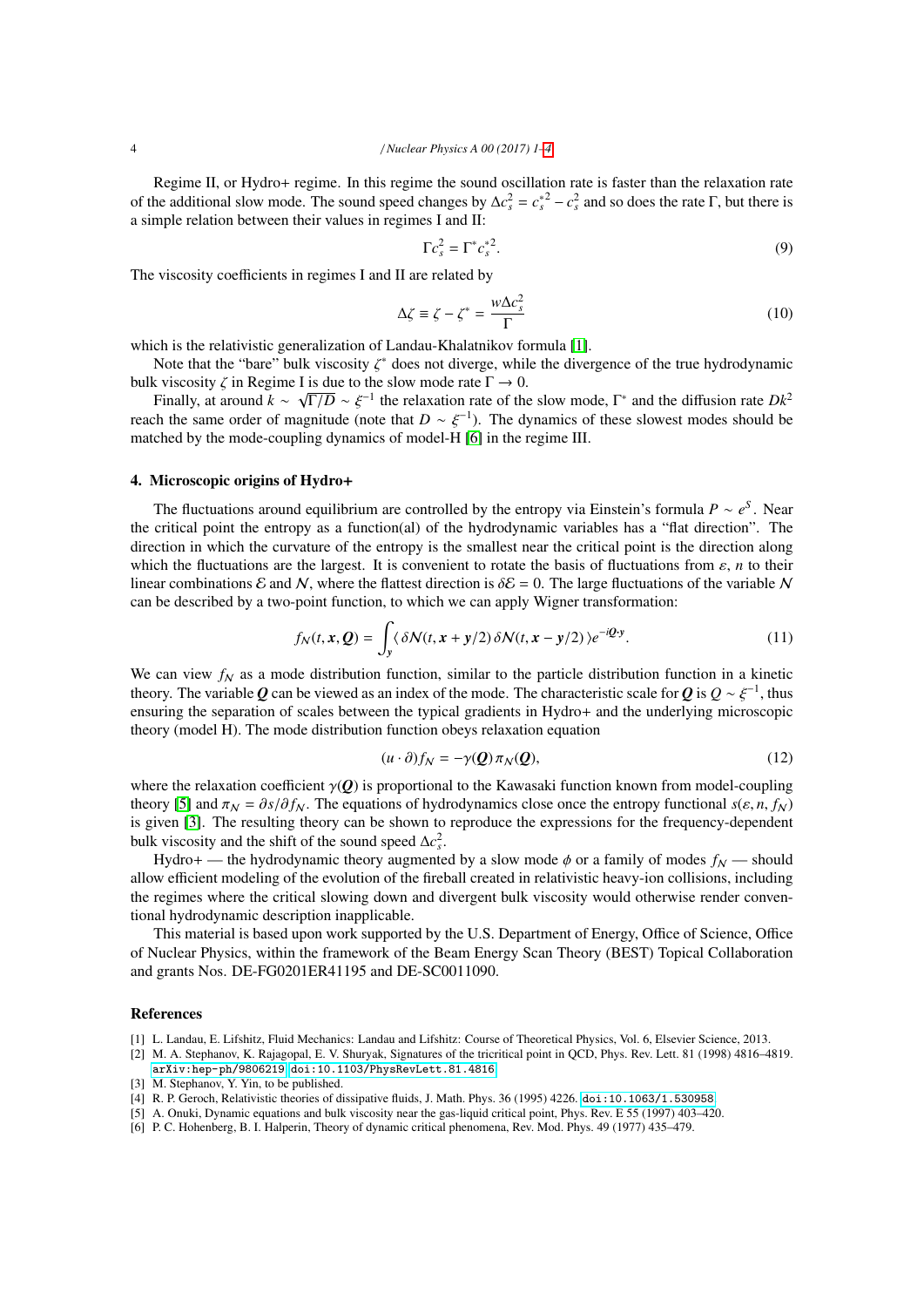Regime II, or Hydro+ regime. In this regime the sound oscillation rate is faster than the relaxation rate of the additional slow mode. The sound speed changes by $\Delta c_s^2 = c_s^{*2} - c_s^2$ and so does the rate $\Gamma$, but there is a simple relation between their values in regimes I and II:

$$\Gamma c_s^2 = \Gamma^* c_s^{*2}. \tag{9}$$

The viscosity coefficients in regimes I and II are related by

$$\Delta\zeta \equiv \zeta - \zeta^* = \frac{w \Delta c_s^2}{\Gamma} \tag{10}$$

which is the relativistic generalization of Landau-Khalatnikov formula [1].

Note that the "bare" bulk viscosity $\zeta^*$ does not diverge, while the divergence of the true hydrodynamic bulk viscosity $\zeta$ in Regime I is due to the slow mode rate $\Gamma \to 0$.

Finally, at around $k \sim \sqrt{\Gamma/D} \sim \xi^{-1}$ the relaxation rate of the slow mode, $\Gamma^*$ and the diffusion rate $Dk^2$ reach the same order of magnitude (note that $D \sim \xi^{-1}$). The dynamics of these slowest modes should be matched by the mode-coupling dynamics of model-H [6] in the regime III.

## 4. Microscopic origins of Hydro+

The fluctuations around equilibrium are controlled by the entropy via Einstein's formula $P \sim e^S$. Near the critical point the entropy as a function(al) of the hydrodynamic variables has a "flat direction". The direction in which the curvature of the entropy is the smallest near the critical point is the direction along which the fluctuations are the largest. It is convenient to rotate the basis of fluctuations from $\varepsilon$, $n$ to their linear combinations $\mathcal{E}$ and $\mathcal{N}$, where the flattest direction is $\delta\mathcal{E} = 0$. The large fluctuations of the variable $\mathcal{N}$ can be described by a two-point function, to which we can apply Wigner transformation:

$$f_{\mathcal{N}}(t, \boldsymbol{x}, \boldsymbol{Q}) = \int_{\boldsymbol{y}} \langle\, \delta\mathcal{N}(t, \boldsymbol{x} + \boldsymbol{y}/2)\, \delta\mathcal{N}(t, \boldsymbol{x} - \boldsymbol{y}/2)\, \rangle e^{-i\boldsymbol{Q}\cdot\boldsymbol{y}}. \tag{11}$$

We can view $f_{\mathcal{N}}$ as a mode distribution function, similar to the particle distribution function in a kinetic theory. The variable $\boldsymbol{Q}$ can be viewed as an index of the mode. The characteristic scale for $\boldsymbol{Q}$ is $Q \sim \xi^{-1}$, thus ensuring the separation of scales between the typical gradients in Hydro+ and the underlying microscopic theory (model H). The mode distribution function obeys relaxation equation

$$(u \cdot \partial) f_{\mathcal{N}} = -\gamma(\boldsymbol{Q})\, \pi_{\mathcal{N}}(\boldsymbol{Q}), \tag{12}$$

where the relaxation coefficient $\gamma(\boldsymbol{Q})$ is proportional to the Kawasaki function known from model-coupling theory [5] and $\pi_{\mathcal{N}} = \partial s / \partial f_{\mathcal{N}}$. The equations of hydrodynamics close once the entropy functional $s(\varepsilon, n, f_{\mathcal{N}})$ is given [3]. The resulting theory can be shown to reproduce the expressions for the frequency-dependent bulk viscosity and the shift of the sound speed $\Delta c_s^2$.

Hydro+ — the hydrodynamic theory augmented by a slow mode $\phi$ or a family of modes $f_{\mathcal{N}}$ — should allow efficient modeling of the evolution of the fireball created in relativistic heavy-ion collisions, including the regimes where the critical slowing down and divergent bulk viscosity would otherwise render conventional hydrodynamic description inapplicable.

This material is based upon work supported by the U.S. Department of Energy, Office of Science, Office of Nuclear Physics, within the framework of the Beam Energy Scan Theory (BEST) Topical Collaboration and grants Nos. DE-FG0201ER41195 and DE-SC0011090.

## References

[1] L. Landau, E. Lifshitz, Fluid Mechanics: Landau and Lifshitz: Course of Theoretical Physics, Vol. 6, Elsevier Science, 2013.

[2] M. A. Stephanov, K. Rajagopal, E. V. Shuryak, Signatures of the tricritical point in QCD, Phys. Rev. Lett. 81 (1998) 4816–4819. arXiv:hep-ph/9806219, doi:10.1103/PhysRevLett.81.4816.

[3] M. Stephanov, Y. Yin, to be published.

[4] R. P. Geroch, Relativistic theories of dissipative fluids, J. Math. Phys. 36 (1995) 4226. doi:10.1063/1.530958.

[5] A. Onuki, Dynamic equations and bulk viscosity near the gas-liquid critical point, Phys. Rev. E 55 (1997) 403–420.

[6] P. C. Hohenberg, B. I. Halperin, Theory of dynamic critical phenomena, Rev. Mod. Phys. 49 (1977) 435–479.